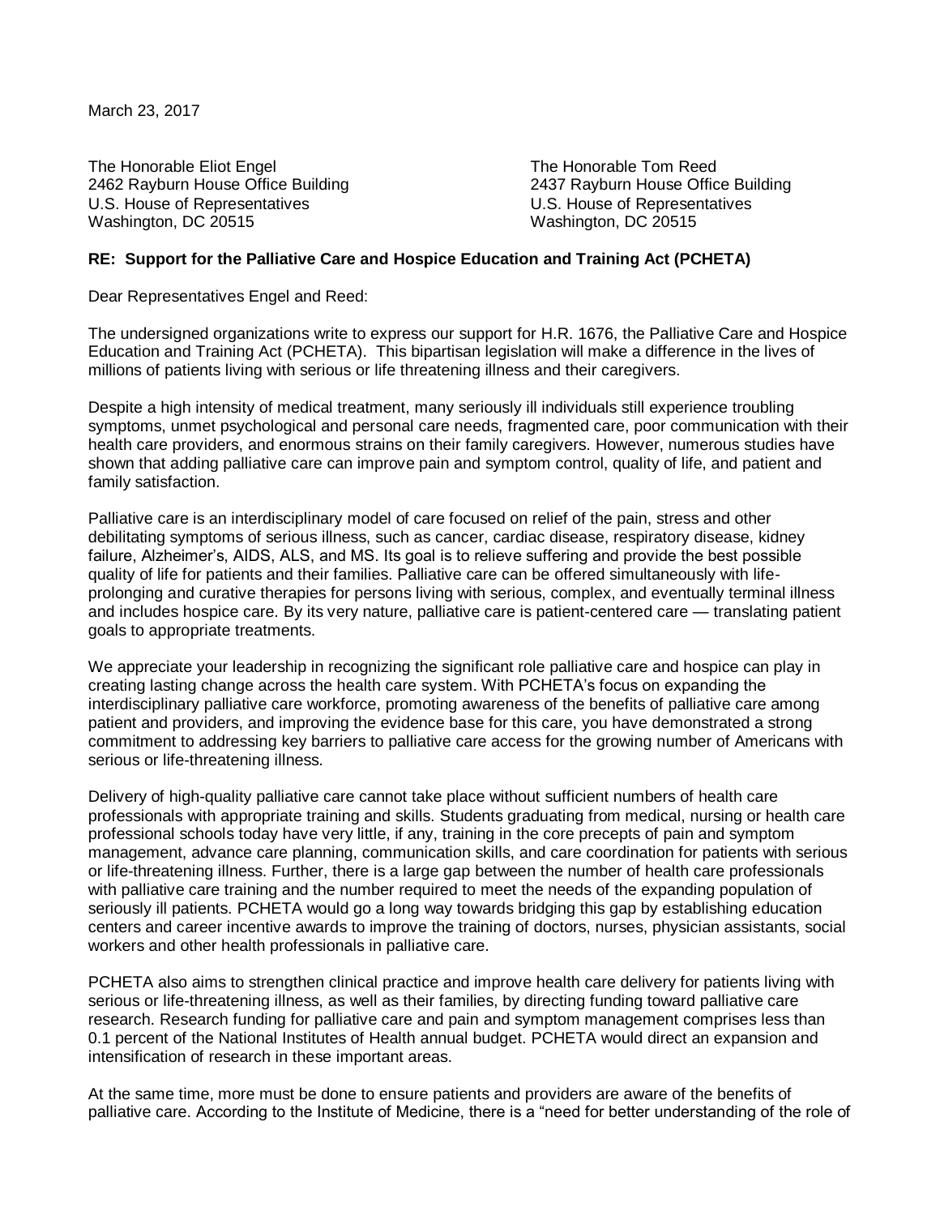March 23, 2017

The Honorable Eliot Engel
2462 Rayburn House Office Building
U.S. House of Representatives
Washington, DC 20515

The Honorable Tom Reed
2437 Rayburn House Office Building
U.S. House of Representatives
Washington, DC 20515

**RE: Support for the Palliative Care and Hospice Education and Training Act (PCHETA)**

Dear Representatives Engel and Reed:

The undersigned organizations write to express our support for H.R. 1676, the Palliative Care and Hospice Education and Training Act (PCHETA). This bipartisan legislation will make a difference in the lives of millions of patients living with serious or life threatening illness and their caregivers.

Despite a high intensity of medical treatment, many seriously ill individuals still experience troubling symptoms, unmet psychological and personal care needs, fragmented care, poor communication with their health care providers, and enormous strains on their family caregivers. However, numerous studies have shown that adding palliative care can improve pain and symptom control, quality of life, and patient and family satisfaction.

Palliative care is an interdisciplinary model of care focused on relief of the pain, stress and other debilitating symptoms of serious illness, such as cancer, cardiac disease, respiratory disease, kidney failure, Alzheimer's, AIDS, ALS, and MS. Its goal is to relieve suffering and provide the best possible quality of life for patients and their families. Palliative care can be offered simultaneously with life-prolonging and curative therapies for persons living with serious, complex, and eventually terminal illness and includes hospice care. By its very nature, palliative care is patient-centered care — translating patient goals to appropriate treatments.

We appreciate your leadership in recognizing the significant role palliative care and hospice can play in creating lasting change across the health care system. With PCHETA's focus on expanding the interdisciplinary palliative care workforce, promoting awareness of the benefits of palliative care among patient and providers, and improving the evidence base for this care, you have demonstrated a strong commitment to addressing key barriers to palliative care access for the growing number of Americans with serious or life-threatening illness.

Delivery of high-quality palliative care cannot take place without sufficient numbers of health care professionals with appropriate training and skills. Students graduating from medical, nursing or health care professional schools today have very little, if any, training in the core precepts of pain and symptom management, advance care planning, communication skills, and care coordination for patients with serious or life-threatening illness. Further, there is a large gap between the number of health care professionals with palliative care training and the number required to meet the needs of the expanding population of seriously ill patients. PCHETA would go a long way towards bridging this gap by establishing education centers and career incentive awards to improve the training of doctors, nurses, physician assistants, social workers and other health professionals in palliative care.

PCHETA also aims to strengthen clinical practice and improve health care delivery for patients living with serious or life-threatening illness, as well as their families, by directing funding toward palliative care research. Research funding for palliative care and pain and symptom management comprises less than 0.1 percent of the National Institutes of Health annual budget. PCHETA would direct an expansion and intensification of research in these important areas.

At the same time, more must be done to ensure patients and providers are aware of the benefits of palliative care. According to the Institute of Medicine, there is a "need for better understanding of the role of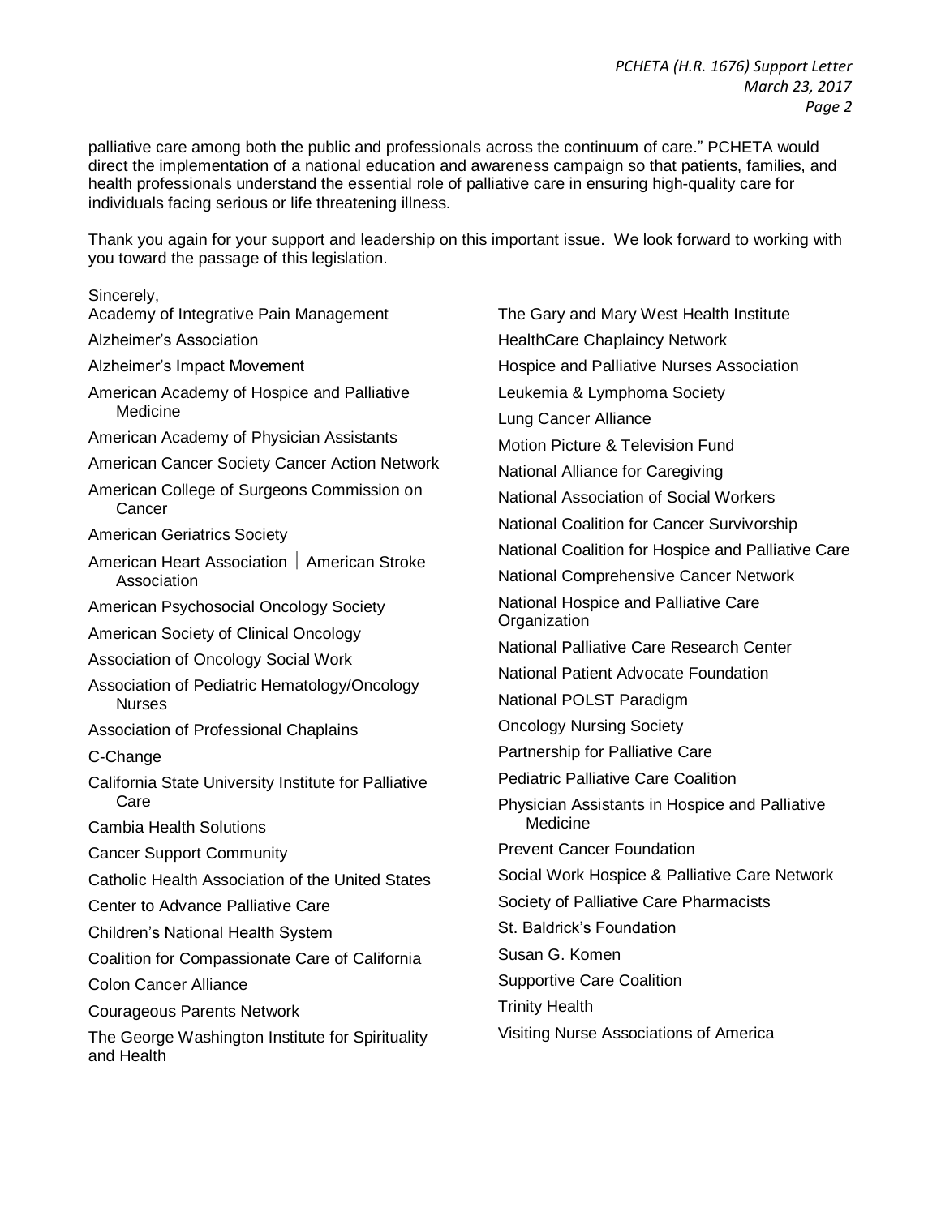palliative care among both the public and professionals across the continuum of care." PCHETA would direct the implementation of a national education and awareness campaign so that patients, families, and health professionals understand the essential role of palliative care in ensuring high-quality care for individuals facing serious or life threatening illness.

Thank you again for your support and leadership on this important issue. We look forward to working with you toward the passage of this legislation.

Sincerely,

Academy of Integrative Pain Management

Alzheimer's Association

Alzheimer's Impact Movement

American Academy of Hospice and Palliative Medicine

American Academy of Physician Assistants

American Cancer Society Cancer Action Network

American College of Surgeons Commission on Cancer

American Geriatrics Society

American Heart Association | American Stroke Association

American Psychosocial Oncology Society

American Society of Clinical Oncology

Association of Oncology Social Work

Association of Pediatric Hematology/Oncology Nurses

Association of Professional Chaplains

C-Change

California State University Institute for Palliative Care

Cambia Health Solutions

Cancer Support Community

Catholic Health Association of the United States

Center to Advance Palliative Care

Children's National Health System

Coalition for Compassionate Care of California

Colon Cancer Alliance

Courageous Parents Network

The George Washington Institute for Spirituality and Health

The Gary and Mary West Health Institute

HealthCare Chaplaincy Network

Hospice and Palliative Nurses Association

Leukemia & Lymphoma Society

Lung Cancer Alliance

Motion Picture & Television Fund

National Alliance for Caregiving

National Association of Social Workers

National Coalition for Cancer Survivorship

National Coalition for Hospice and Palliative Care

National Comprehensive Cancer Network

National Hospice and Palliative Care Organization

National Palliative Care Research Center

National Patient Advocate Foundation

National POLST Paradigm

Oncology Nursing Society

Partnership for Palliative Care

Pediatric Palliative Care Coalition

Physician Assistants in Hospice and Palliative Medicine

Prevent Cancer Foundation

Social Work Hospice & Palliative Care Network

Society of Palliative Care Pharmacists

St. Baldrick's Foundation

Susan G. Komen

Supportive Care Coalition

Trinity Health

Visiting Nurse Associations of America